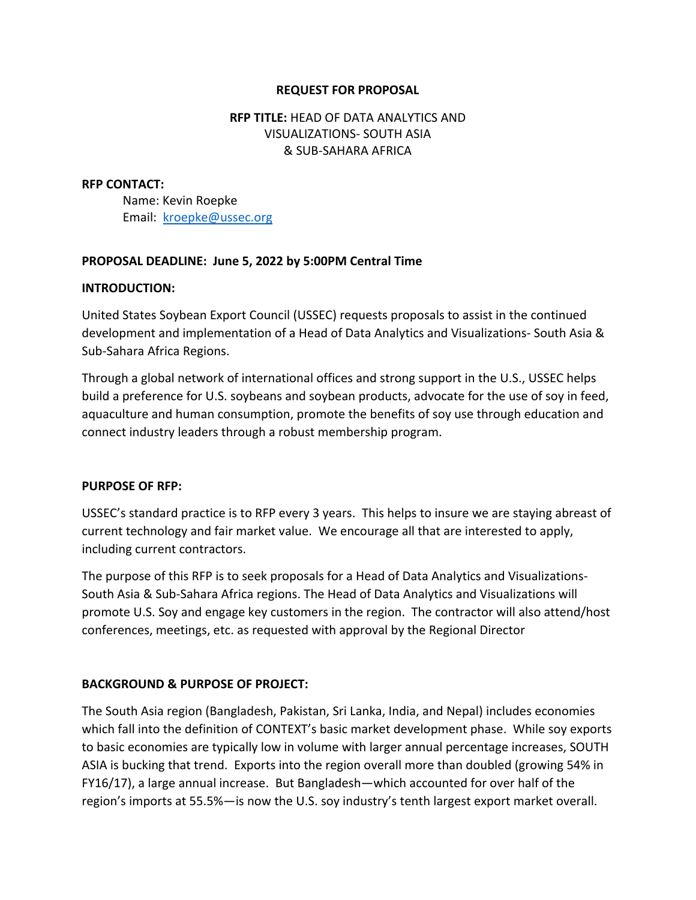**REQUEST FOR PROPOSAL**

**RFP TITLE:** HEAD OF DATA ANALYTICS AND VISUALIZATIONS- SOUTH ASIA & SUB-SAHARA AFRICA

**RFP CONTACT:**

Name: Kevin Roepke
Email: kroepke@ussec.org

**PROPOSAL DEADLINE: June 5, 2022 by 5:00PM Central Time**

**INTRODUCTION:**

United States Soybean Export Council (USSEC) requests proposals to assist in the continued development and implementation of a Head of Data Analytics and Visualizations- South Asia & Sub-Sahara Africa Regions.

Through a global network of international offices and strong support in the U.S., USSEC helps build a preference for U.S. soybeans and soybean products, advocate for the use of soy in feed, aquaculture and human consumption, promote the benefits of soy use through education and connect industry leaders through a robust membership program.

**PURPOSE OF RFP:**

USSEC's standard practice is to RFP every 3 years. This helps to insure we are staying abreast of current technology and fair market value. We encourage all that are interested to apply, including current contractors.

The purpose of this RFP is to seek proposals for a Head of Data Analytics and Visualizations- South Asia & Sub-Sahara Africa regions. The Head of Data Analytics and Visualizations will promote U.S. Soy and engage key customers in the region. The contractor will also attend/host conferences, meetings, etc. as requested with approval by the Regional Director

**BACKGROUND & PURPOSE OF PROJECT:**

The South Asia region (Bangladesh, Pakistan, Sri Lanka, India, and Nepal) includes economies which fall into the definition of CONTEXT's basic market development phase. While soy exports to basic economies are typically low in volume with larger annual percentage increases, SOUTH ASIA is bucking that trend. Exports into the region overall more than doubled (growing 54% in FY16/17), a large annual increase. But Bangladesh—which accounted for over half of the region's imports at 55.5%—is now the U.S. soy industry's tenth largest export market overall.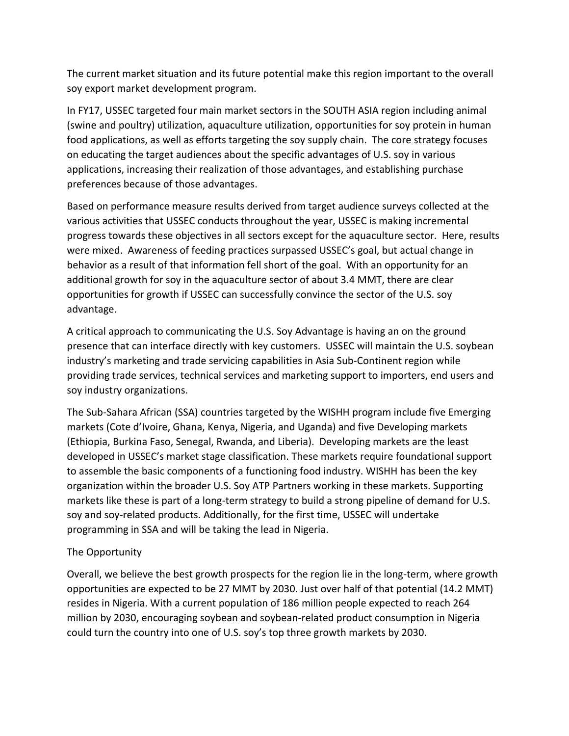The current market situation and its future potential make this region important to the overall soy export market development program.

In FY17, USSEC targeted four main market sectors in the SOUTH ASIA region including animal (swine and poultry) utilization, aquaculture utilization, opportunities for soy protein in human food applications, as well as efforts targeting the soy supply chain. The core strategy focuses on educating the target audiences about the specific advantages of U.S. soy in various applications, increasing their realization of those advantages, and establishing purchase preferences because of those advantages.

Based on performance measure results derived from target audience surveys collected at the various activities that USSEC conducts throughout the year, USSEC is making incremental progress towards these objectives in all sectors except for the aquaculture sector. Here, results were mixed. Awareness of feeding practices surpassed USSEC's goal, but actual change in behavior as a result of that information fell short of the goal. With an opportunity for an additional growth for soy in the aquaculture sector of about 3.4 MMT, there are clear opportunities for growth if USSEC can successfully convince the sector of the U.S. soy advantage.

A critical approach to communicating the U.S. Soy Advantage is having an on the ground presence that can interface directly with key customers. USSEC will maintain the U.S. soybean industry's marketing and trade servicing capabilities in Asia Sub-Continent region while providing trade services, technical services and marketing support to importers, end users and soy industry organizations.

The Sub-Sahara African (SSA) countries targeted by the WISHH program include five Emerging markets (Cote d'Ivoire, Ghana, Kenya, Nigeria, and Uganda) and five Developing markets (Ethiopia, Burkina Faso, Senegal, Rwanda, and Liberia). Developing markets are the least developed in USSEC's market stage classification. These markets require foundational support to assemble the basic components of a functioning food industry. WISHH has been the key organization within the broader U.S. Soy ATP Partners working in these markets. Supporting markets like these is part of a long-term strategy to build a strong pipeline of demand for U.S. soy and soy-related products. Additionally, for the first time, USSEC will undertake programming in SSA and will be taking the lead in Nigeria.

## The Opportunity

Overall, we believe the best growth prospects for the region lie in the long-term, where growth opportunities are expected to be 27 MMT by 2030. Just over half of that potential (14.2 MMT) resides in Nigeria. With a current population of 186 million people expected to reach 264 million by 2030, encouraging soybean and soybean-related product consumption in Nigeria could turn the country into one of U.S. soy's top three growth markets by 2030.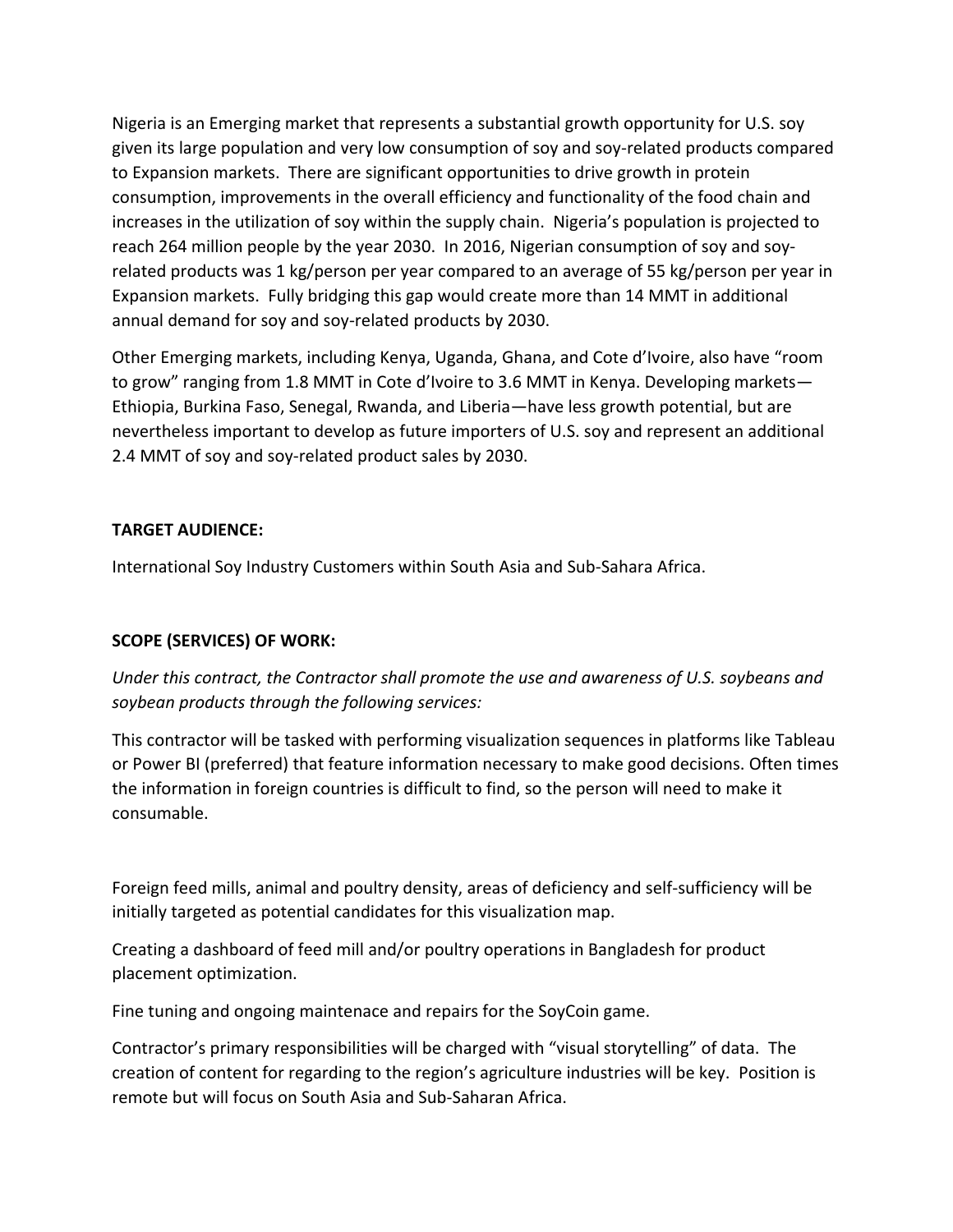Nigeria is an Emerging market that represents a substantial growth opportunity for U.S. soy given its large population and very low consumption of soy and soy-related products compared to Expansion markets. There are significant opportunities to drive growth in protein consumption, improvements in the overall efficiency and functionality of the food chain and increases in the utilization of soy within the supply chain. Nigeria's population is projected to reach 264 million people by the year 2030. In 2016, Nigerian consumption of soy and soy-related products was 1 kg/person per year compared to an average of 55 kg/person per year in Expansion markets. Fully bridging this gap would create more than 14 MMT in additional annual demand for soy and soy-related products by 2030.

Other Emerging markets, including Kenya, Uganda, Ghana, and Cote d'Ivoire, also have "room to grow" ranging from 1.8 MMT in Cote d'Ivoire to 3.6 MMT in Kenya. Developing markets—Ethiopia, Burkina Faso, Senegal, Rwanda, and Liberia—have less growth potential, but are nevertheless important to develop as future importers of U.S. soy and represent an additional 2.4 MMT of soy and soy-related product sales by 2030.

**TARGET AUDIENCE:**

International Soy Industry Customers within South Asia and Sub-Sahara Africa.

**SCOPE (SERVICES) OF WORK:**

*Under this contract, the Contractor shall promote the use and awareness of U.S. soybeans and soybean products through the following services:*

This contractor will be tasked with performing visualization sequences in platforms like Tableau or Power BI (preferred) that feature information necessary to make good decisions. Often times the information in foreign countries is difficult to find, so the person will need to make it consumable.

Foreign feed mills, animal and poultry density, areas of deficiency and self-sufficiency will be initially targeted as potential candidates for this visualization map.

Creating a dashboard of feed mill and/or poultry operations in Bangladesh for product placement optimization.

Fine tuning and ongoing maintenace and repairs for the SoyCoin game.

Contractor's primary responsibilities will be charged with "visual storytelling" of data. The creation of content for regarding to the region's agriculture industries will be key. Position is remote but will focus on South Asia and Sub-Saharan Africa.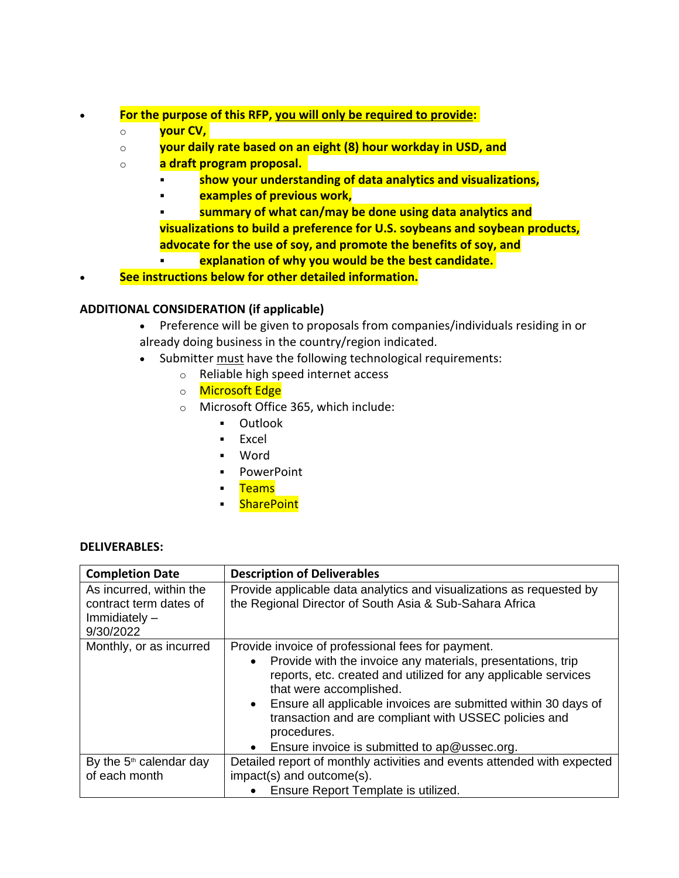- **For the purpose of this RFP, <u>you will only be required to provide</u>:**
  - **your CV,**
  - **your daily rate based on an eight (8) hour workday in USD, and**
  - **a draft program proposal.**
    - **show your understanding of data analytics and visualizations,**
    - **examples of previous work,**
    - **summary of what can/may be done using data analytics and visualizations to build a preference for U.S. soybeans and soybean products, advocate for the use of soy, and promote the benefits of soy, and**
    - **explanation of why you would be the best candidate.**
- **See instructions below for other detailed information.**

**ADDITIONAL CONSIDERATION (if applicable)**

- Preference will be given to proposals from companies/individuals residing in or already doing business in the country/region indicated.
- Submitter <u>must</u> have the following technological requirements:
  - Reliable high speed internet access
  - Microsoft Edge
  - Microsoft Office 365, which include:
    - Outlook
    - Excel
    - Word
    - PowerPoint
    - Teams
    - SharePoint

**DELIVERABLES:**

| **Completion Date** | **Description of Deliverables** |
| --- | --- |
| As incurred, within the contract term dates of Immidiately – 9/30/2022 | Provide applicable data analytics and visualizations as requested by the Regional Director of South Asia & Sub-Sahara Africa |
| Monthly, or as incurred | Provide invoice of professional fees for payment.<br>• Provide with the invoice any materials, presentations, trip reports, etc. created and utilized for any applicable services that were accomplished.<br>• Ensure all applicable invoices are submitted within 30 days of transaction and are compliant with USSEC policies and procedures.<br>• Ensure invoice is submitted to ap@ussec.org. |
| By the 5th calendar day of each month | Detailed report of monthly activities and events attended with expected impact(s) and outcome(s).<br>• Ensure Report Template is utilized. |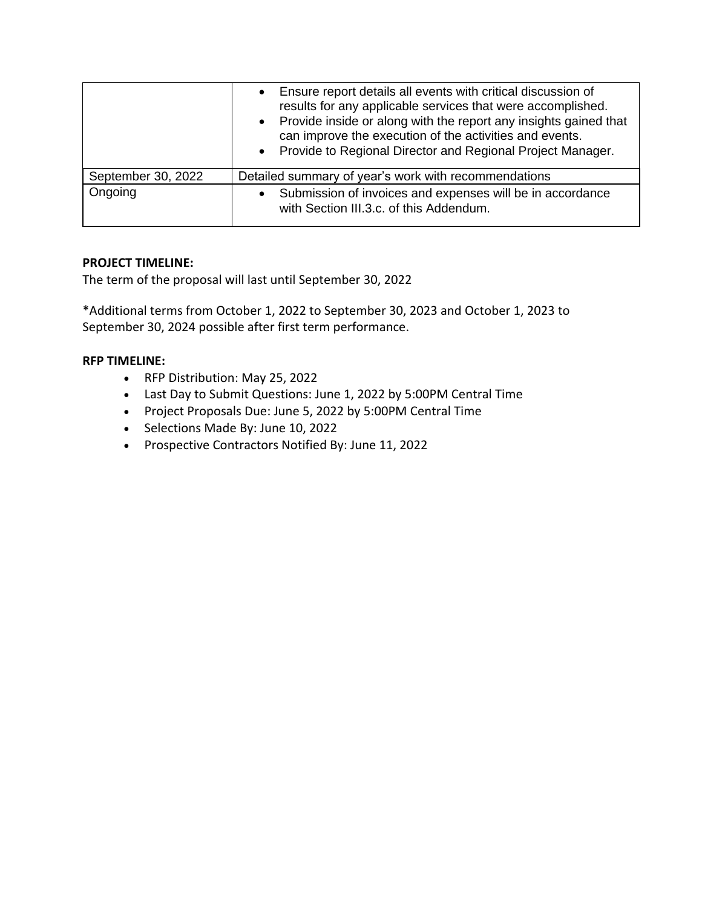| | |
|---|---|
| | • Ensure report details all events with critical discussion of results for any applicable services that were accomplished.<br>• Provide inside or along with the report any insights gained that can improve the execution of the activities and events.<br>• Provide to Regional Director and Regional Project Manager. |
| September 30, 2022 | Detailed summary of year's work with recommendations |
| Ongoing | • Submission of invoices and expenses will be in accordance with Section III.3.c. of this Addendum. |

**PROJECT TIMELINE:**

The term of the proposal will last until September 30, 2022

*Additional terms from October 1, 2022 to September 30, 2023 and October 1, 2023 to September 30, 2024 possible after first term performance.

**RFP TIMELINE:**

- RFP Distribution: May 25, 2022
- Last Day to Submit Questions: June 1, 2022 by 5:00PM Central Time
- Project Proposals Due: June 5, 2022 by 5:00PM Central Time
- Selections Made By: June 10, 2022
- Prospective Contractors Notified By: June 11, 2022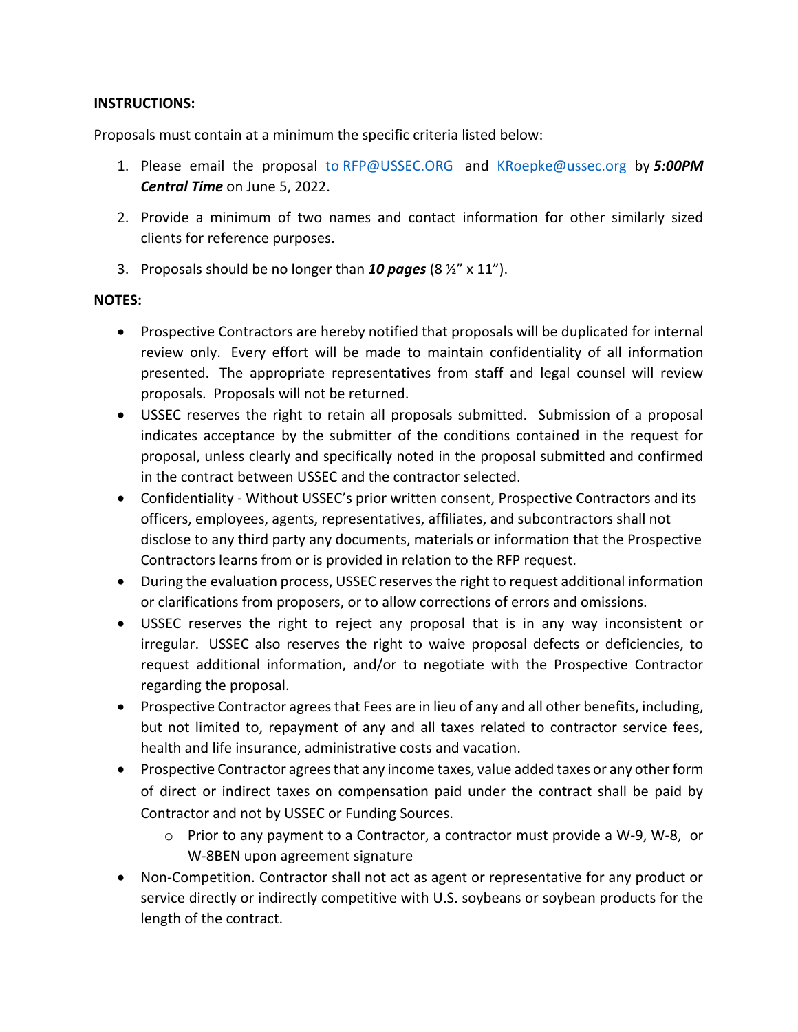**INSTRUCTIONS:**

Proposals must contain at a minimum the specific criteria listed below:

1. Please email the proposal to RFP@USSEC.ORG and KRoepke@ussec.org by ***5:00PM Central Time*** on June 5, 2022.
2. Provide a minimum of two names and contact information for other similarly sized clients for reference purposes.
3. Proposals should be no longer than ***10 pages*** (8 ½" x 11").

**NOTES:**

- Prospective Contractors are hereby notified that proposals will be duplicated for internal review only. Every effort will be made to maintain confidentiality of all information presented. The appropriate representatives from staff and legal counsel will review proposals. Proposals will not be returned.
- USSEC reserves the right to retain all proposals submitted. Submission of a proposal indicates acceptance by the submitter of the conditions contained in the request for proposal, unless clearly and specifically noted in the proposal submitted and confirmed in the contract between USSEC and the contractor selected.
- Confidentiality - Without USSEC's prior written consent, Prospective Contractors and its officers, employees, agents, representatives, affiliates, and subcontractors shall not disclose to any third party any documents, materials or information that the Prospective Contractors learns from or is provided in relation to the RFP request.
- During the evaluation process, USSEC reserves the right to request additional information or clarifications from proposers, or to allow corrections of errors and omissions.
- USSEC reserves the right to reject any proposal that is in any way inconsistent or irregular. USSEC also reserves the right to waive proposal defects or deficiencies, to request additional information, and/or to negotiate with the Prospective Contractor regarding the proposal.
- Prospective Contractor agrees that Fees are in lieu of any and all other benefits, including, but not limited to, repayment of any and all taxes related to contractor service fees, health and life insurance, administrative costs and vacation.
- Prospective Contractor agrees that any income taxes, value added taxes or any other form of direct or indirect taxes on compensation paid under the contract shall be paid by Contractor and not by USSEC or Funding Sources.
  - Prior to any payment to a Contractor, a contractor must provide a W-9, W-8, or W-8BEN upon agreement signature
- Non-Competition. Contractor shall not act as agent or representative for any product or service directly or indirectly competitive with U.S. soybeans or soybean products for the length of the contract.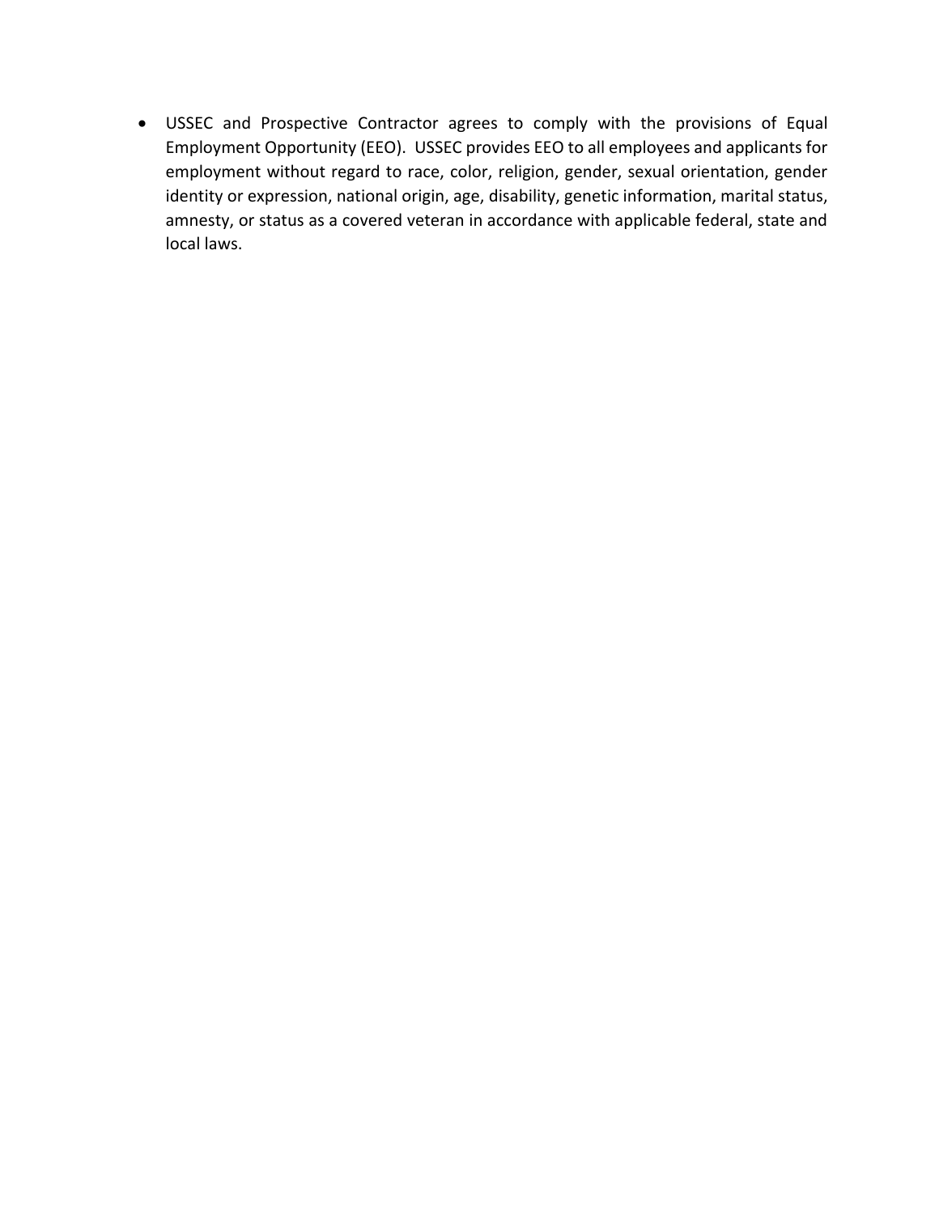- USSEC and Prospective Contractor agrees to comply with the provisions of Equal Employment Opportunity (EEO). USSEC provides EEO to all employees and applicants for employment without regard to race, color, religion, gender, sexual orientation, gender identity or expression, national origin, age, disability, genetic information, marital status, amnesty, or status as a covered veteran in accordance with applicable federal, state and local laws.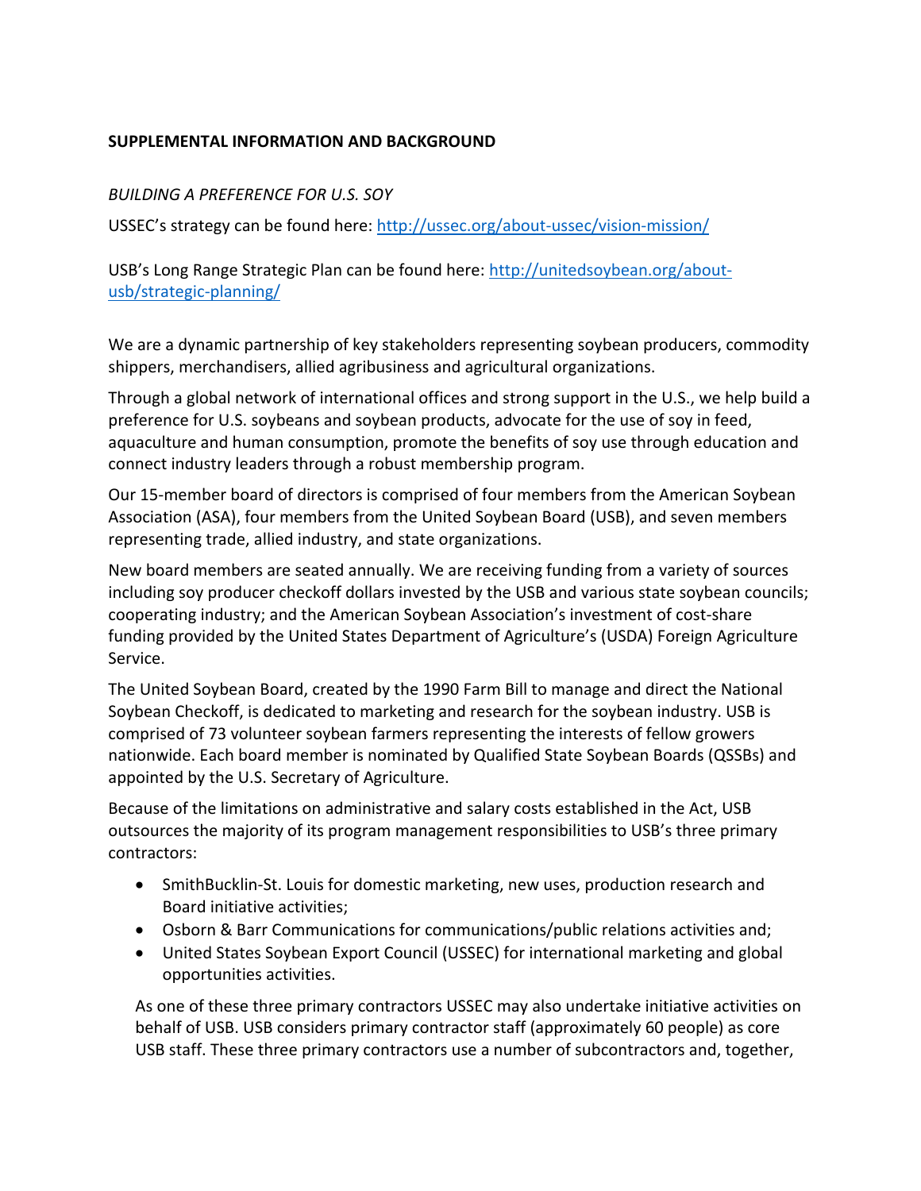**SUPPLEMENTAL INFORMATION AND BACKGROUND**

*BUILDING A PREFERENCE FOR U.S. SOY*

USSEC's strategy can be found here: [http://ussec.org/about-ussec/vision-mission/](http://ussec.org/about-ussec/vision-mission/)

USB's Long Range Strategic Plan can be found here: [http://unitedsoybean.org/about-usb/strategic-planning/](http://unitedsoybean.org/about-usb/strategic-planning/)

We are a dynamic partnership of key stakeholders representing soybean producers, commodity shippers, merchandisers, allied agribusiness and agricultural organizations.

Through a global network of international offices and strong support in the U.S., we help build a preference for U.S. soybeans and soybean products, advocate for the use of soy in feed, aquaculture and human consumption, promote the benefits of soy use through education and connect industry leaders through a robust membership program.

Our 15-member board of directors is comprised of four members from the American Soybean Association (ASA), four members from the United Soybean Board (USB), and seven members representing trade, allied industry, and state organizations.

New board members are seated annually. We are receiving funding from a variety of sources including soy producer checkoff dollars invested by the USB and various state soybean councils; cooperating industry; and the American Soybean Association's investment of cost-share funding provided by the United States Department of Agriculture's (USDA) Foreign Agriculture Service.

The United Soybean Board, created by the 1990 Farm Bill to manage and direct the National Soybean Checkoff, is dedicated to marketing and research for the soybean industry. USB is comprised of 73 volunteer soybean farmers representing the interests of fellow growers nationwide. Each board member is nominated by Qualified State Soybean Boards (QSSBs) and appointed by the U.S. Secretary of Agriculture.

Because of the limitations on administrative and salary costs established in the Act, USB outsources the majority of its program management responsibilities to USB's three primary contractors:

- SmithBucklin-St. Louis for domestic marketing, new uses, production research and Board initiative activities;
- Osborn & Barr Communications for communications/public relations activities and;
- United States Soybean Export Council (USSEC) for international marketing and global opportunities activities.

As one of these three primary contractors USSEC may also undertake initiative activities on behalf of USB. USB considers primary contractor staff (approximately 60 people) as core USB staff. These three primary contractors use a number of subcontractors and, together,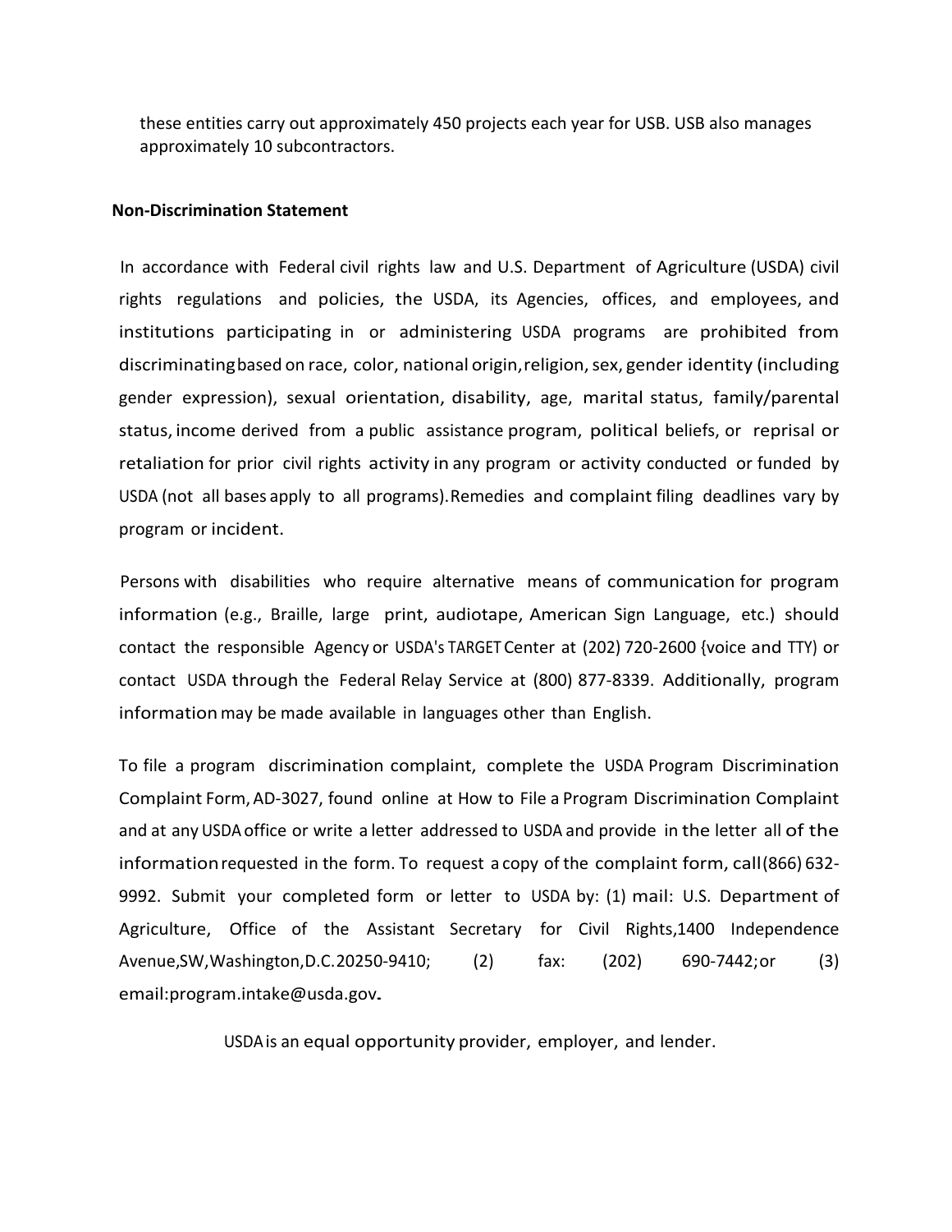these entities carry out approximately 450 projects each year for USB. USB also manages approximately 10 subcontractors.

**Non-Discrimination Statement**

In accordance with Federal civil rights law and U.S. Department of Agriculture (USDA) civil rights regulations and policies, the USDA, its Agencies, offices, and employees, and institutions participating in or administering USDA programs are prohibited from discriminating based on race, color, national origin, religion, sex, gender identity (including gender expression), sexual orientation, disability, age, marital status, family/parental status, income derived from a public assistance program, political beliefs, or reprisal or retaliation for prior civil rights activity in any program or activity conducted or funded by USDA (not all bases apply to all programs). Remedies and complaint filing deadlines vary by program or incident.

Persons with disabilities who require alternative means of communication for program information (e.g., Braille, large print, audiotape, American Sign Language, etc.) should contact the responsible Agency or USDA's TARGET Center at (202) 720-2600 {voice and TTY) or contact USDA through the Federal Relay Service at (800) 877-8339. Additionally, program information may be made available in languages other than English.

To file a program discrimination complaint, complete the USDA Program Discrimination Complaint Form, AD-3027, found online at How to File a Program Discrimination Complaint and at any USDA office or write a letter addressed to USDA and provide in the letter all of the information requested in the form. To request a copy of the complaint form, call (866) 632-9992. Submit your completed form or letter to USDA by: (1) mail: U.S. Department of Agriculture, Office of the Assistant Secretary for Civil Rights, 1400 Independence Avenue, SW, Washington, D.C. 20250-9410; (2) fax: (202) 690-7442; or (3) email: program.intake@usda.gov.

USDA is an equal opportunity provider, employer, and lender.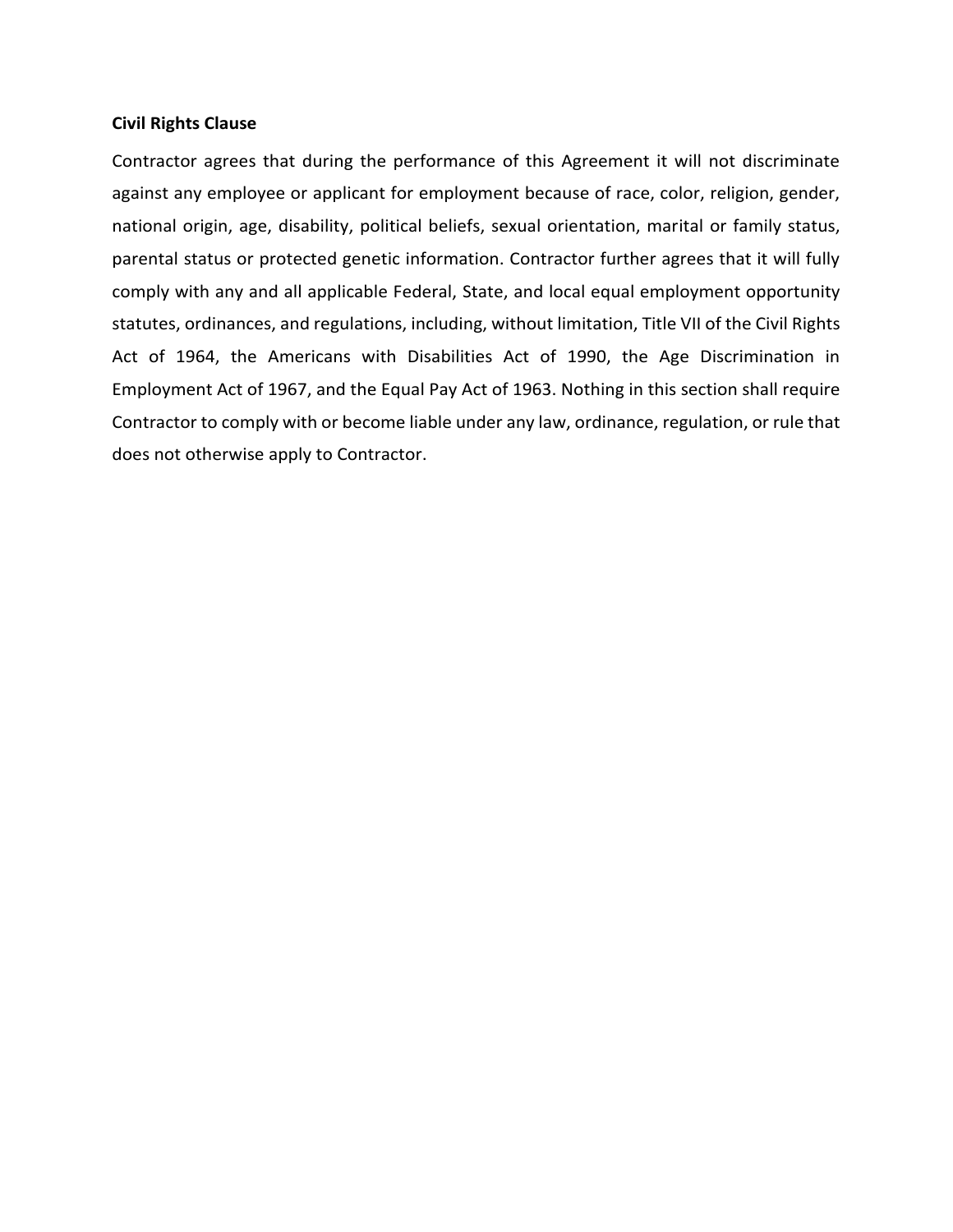**Civil Rights Clause**

Contractor agrees that during the performance of this Agreement it will not discriminate against any employee or applicant for employment because of race, color, religion, gender, national origin, age, disability, political beliefs, sexual orientation, marital or family status, parental status or protected genetic information. Contractor further agrees that it will fully comply with any and all applicable Federal, State, and local equal employment opportunity statutes, ordinances, and regulations, including, without limitation, Title VII of the Civil Rights Act of 1964, the Americans with Disabilities Act of 1990, the Age Discrimination in Employment Act of 1967, and the Equal Pay Act of 1963. Nothing in this section shall require Contractor to comply with or become liable under any law, ordinance, regulation, or rule that does not otherwise apply to Contractor.